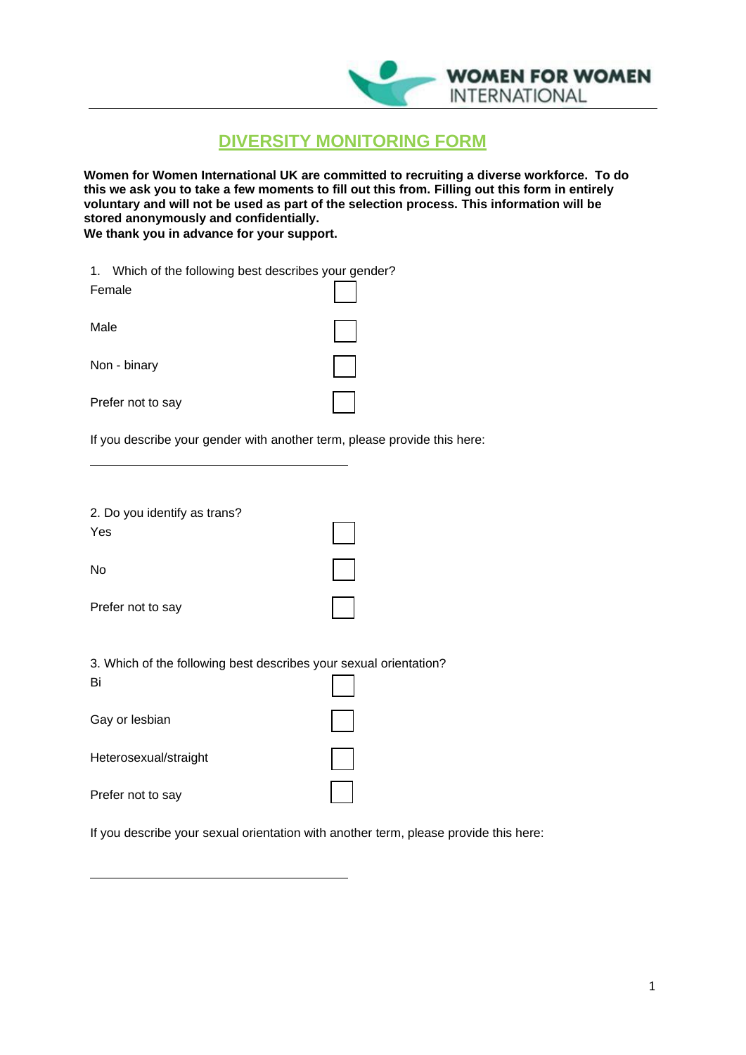WOMEN FOR WOMEN INTERNATIONAL

# DIVERSITY MONITORING FORM

**Women for Women International UK are committed to recruiting a diverse workforce. To do this we ask you to take a few moments to fill out this from. Filling out this form in entirely voluntary and will not be used as part of the selection process. This information will be stored anonymously and confidentially.**
**We thank you in advance for your support.**

1. Which of the following best describes your gender?

Female ☐

Male ☐

Non - binary ☐

Prefer not to say ☐

If you describe your gender with another term, please provide this here:

______________________________

2. Do you identify as trans?

Yes ☐

No ☐

Prefer not to say ☐

3. Which of the following best describes your sexual orientation?

Bi ☐

Gay or lesbian ☐

Heterosexual/straight ☐

Prefer not to say ☐

If you describe your sexual orientation with another term, please provide this here:

______________________________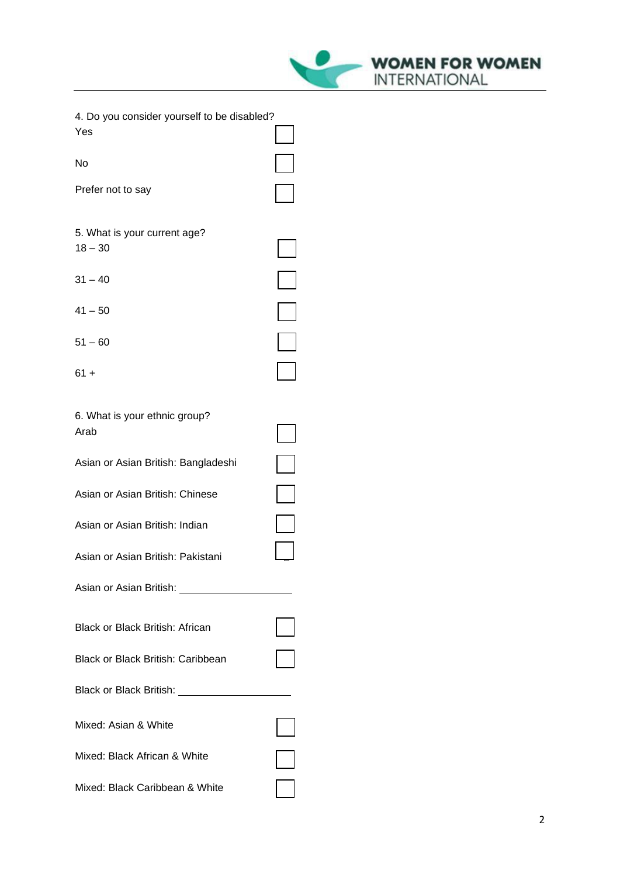4. Do you consider yourself to be disabled?

Yes ☐

No ☐

Prefer not to say ☐

5. What is your current age?

18 – 30 ☐

31 – 40 ☐

41 – 50 ☐

51 – 60 ☐

61 + ☐

6. What is your ethnic group?

Arab ☐

Asian or Asian British: Bangladeshi ☐

Asian or Asian British: Chinese ☐

Asian or Asian British: Indian ☐

Asian or Asian British: Pakistani ☐

Asian or Asian British: ____________________

Black or Black British: African ☐

Black or Black British: Caribbean ☐

Black or Black British: ____________________

Mixed: Asian & White ☐

Mixed: Black African & White ☐

Mixed: Black Caribbean & White ☐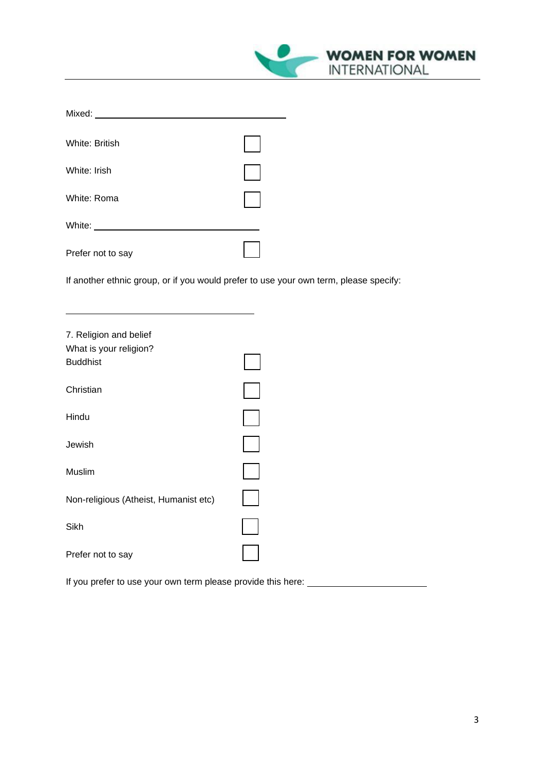Mixed: ______________________________

White: British ☐

White: Irish ☐

White: Roma ☐

White: ______________________________

Prefer not to say ☐

If another ethnic group, or if you would prefer to use your own term, please specify:

______________________________

7. Religion and belief

What is your religion?

Buddhist ☐

Christian ☐

Hindu ☐

Jewish ☐

Muslim ☐

Non-religious (Atheist, Humanist etc) ☐

Sikh ☐

Prefer not to say ☐

If you prefer to use your own term please provide this here: ______________________